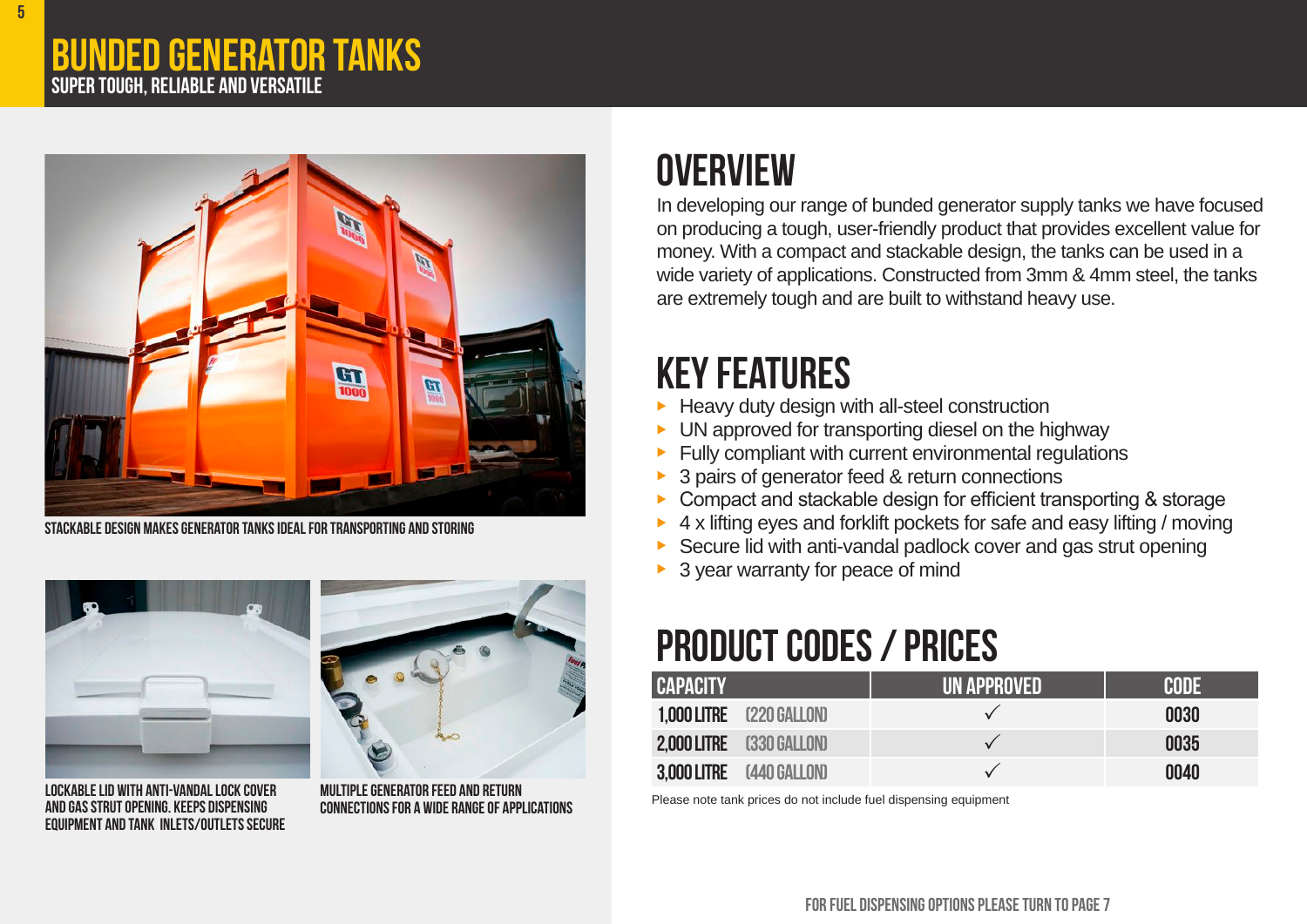# BUNDED GENERATOR TANKS

## SUPER TOUGH, RELIABLE AND VERSATILE

STACKABLE DESIGN MAKES GENERATOR TANKS IDEAL FOR TRANSPORTING AND STORING

LOCKABLE LID WITH ANTI-VANDAL LOCK COVER AND GAS STRUT OPENING. KEEPS DISPENSING EQUIPMENT AND TANK INLETS/OUTLETS SECURE

MULTIPLE GENERATOR FEED AND RETURN CONNECTIONS FOR A WIDE RANGE OF APPLICATIONS

## OVERVIEW

In developing our range of bunded generator supply tanks we have focused on producing a tough, user-friendly product that provides excellent value for money. With a compact and stackable design, the tanks can be used in a wide variety of applications. Constructed from 3mm & 4mm steel, the tanks are extremely tough and are built to withstand heavy use.

## KEY FEATURES

- Heavy duty design with all-steel construction
- UN approved for transporting diesel on the highway
- Fully compliant with current environmental regulations
- 3 pairs of generator feed & return connections
- Compact and stackable design for efficient transporting & storage
- 4 x lifting eyes and forklift pockets for safe and easy lifting / moving
- Secure lid with anti-vandal padlock cover and gas strut opening
- 3 year warranty for peace of mind

## PRODUCT CODES / PRICES

| CAPACITY | UN APPROVED | CODE |
|---|---|---|
| 1,000 LITRE (220 GALLON) | ✓ | 0030 |
| 2,000 LITRE (330 GALLON) | ✓ | 0035 |
| 3,000 LITRE (440 GALLON) | ✓ | 0040 |

Please note tank prices do not include fuel dispensing equipment

FOR FUEL DISPENSING OPTIONS PLEASE TURN TO PAGE 7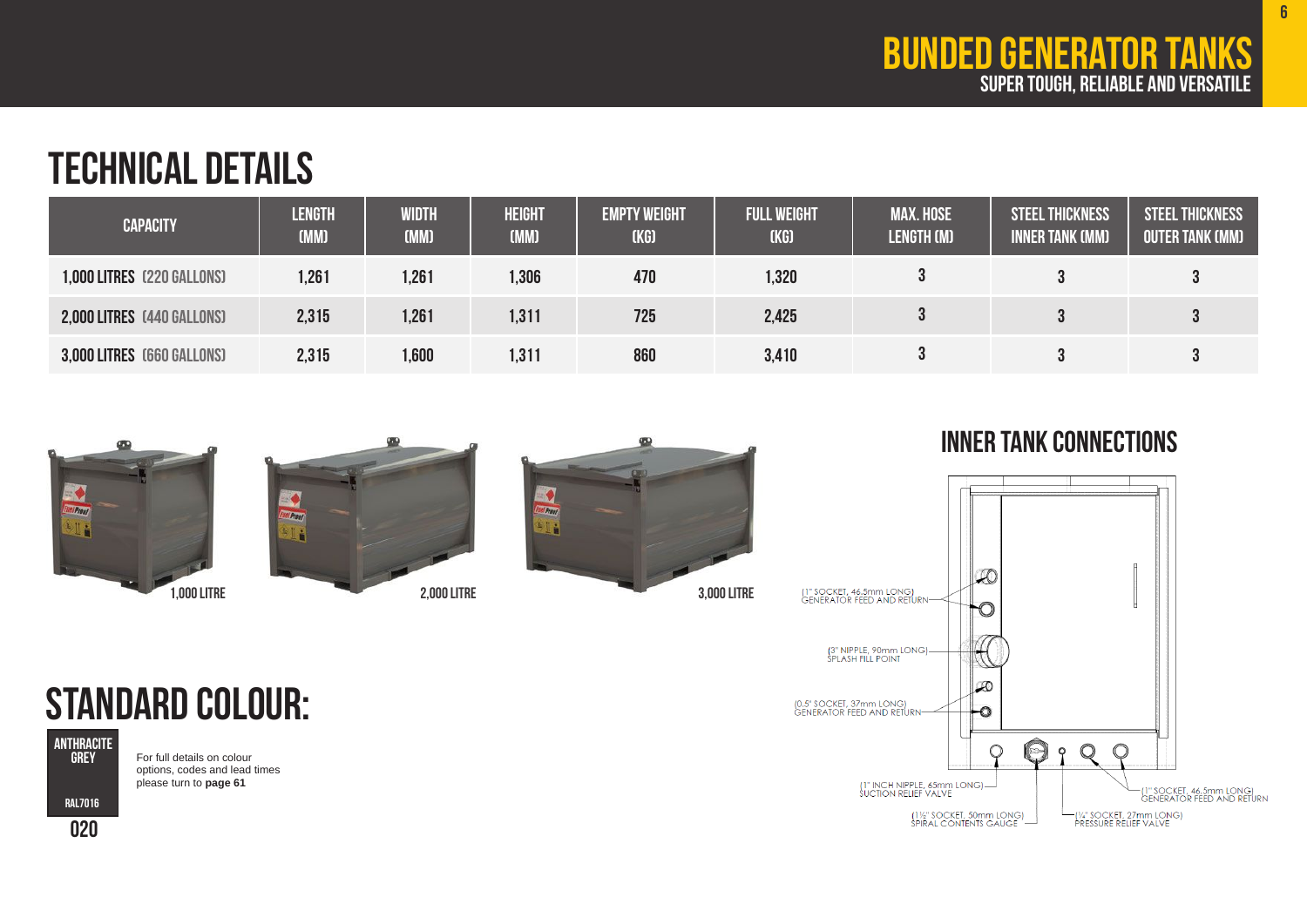# BUNDED GENERATOR TANKS
SUPER TOUGH, RELIABLE AND VERSATILE

## TECHNICAL DETAILS

| CAPACITY | LENGTH (MM) | WIDTH (MM) | HEIGHT (MM) | EMPTY WEIGHT (KG) | FULL WEIGHT (KG) | MAX. HOSE LENGTH (M) | STEEL THICKNESS INNER TANK (MM) | STEEL THICKNESS OUTER TANK (MM) |
|---|---|---|---|---|---|---|---|---|
| 1,000 LITRES (220 GALLONS) | 1,261 | 1,261 | 1,306 | 470 | 1,320 | 3 | 3 | 3 |
| 2,000 LITRES (440 GALLONS) | 2,315 | 1,261 | 1,311 | 725 | 2,425 | 3 | 3 | 3 |
| 3,000 LITRES (660 GALLONS) | 2,315 | 1,600 | 1,311 | 860 | 3,410 | 3 | 3 | 3 |

1,000 LITRE

2,000 LITRE

3,000 LITRE

## INNER TANK CONNECTIONS

(1" SOCKET, 46.5mm LONG) GENERATOR FEED AND RETURN

(3" NIPPLE, 90mm LONG) SPLASH FILL POINT

(0.5" SOCKET, 37mm LONG) GENERATOR FEED AND RETURN

(1" INCH NIPPLE, 65mm LONG) SUCTION RELIEF VALVE

(1½" SOCKET, 50mm LONG) SPIRAL CONTENTS GAUGE

(¼" SOCKET, 27mm LONG) PRESSURE RELIEF VALVE

(1" SOCKET, 46.5mm LONG) GENERATOR FEED AND RETURN

## STANDARD COLOUR:

ANTHRACITE GREY

RAL7016

020

For full details on colour options, codes and lead times please turn to **page 61**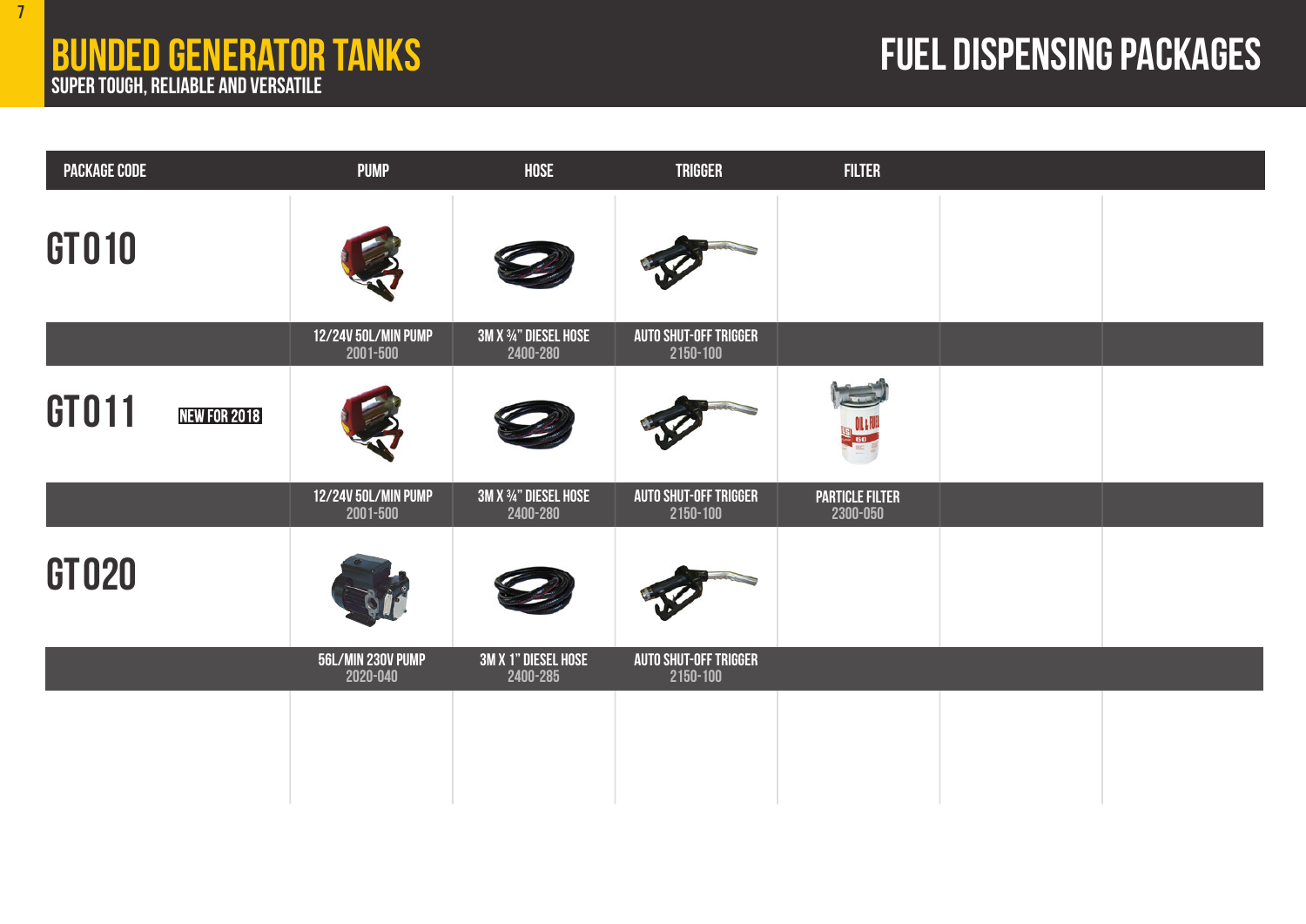# BUNDED GENERATOR TANKS

SUPER TOUGH, RELIABLE AND VERSATILE

# FUEL DISPENSING PACKAGES

| PACKAGE CODE | PUMP | HOSE | TRIGGER | FILTER |
|---|---|---|---|---|
| GT010 | 12/24V 50L/MIN PUMP 2001-500 | 3M X ¾" DIESEL HOSE 2400-280 | AUTO SHUT-OFF TRIGGER 2150-100 | |
| GT011 NEW FOR 2018 | 12/24V 50L/MIN PUMP 2001-500 | 3M X ¾" DIESEL HOSE 2400-280 | AUTO SHUT-OFF TRIGGER 2150-100 | PARTICLE FILTER 2300-050 |
| GT020 | 56L/MIN 230V PUMP 2020-040 | 3M X 1" DIESEL HOSE 2400-285 | AUTO SHUT-OFF TRIGGER 2150-100 | |